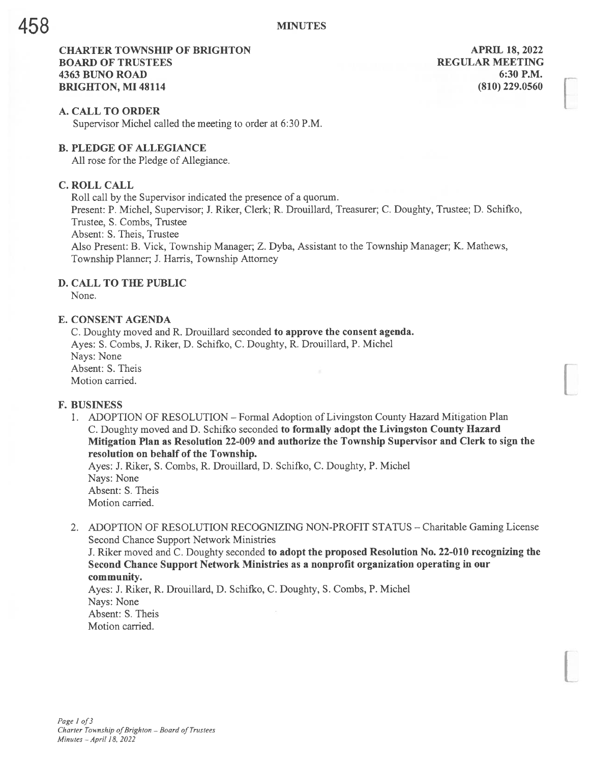## MINUTES

**CHARTER TOWNSHIP OF BRIGHTON**
**BOARD OF TRUSTEES**
**4363 BUNO ROAD**
**BRIGHTON, MI 48114**

**APRIL 18, 2022**
**REGULAR MEETING**
**6:30 P.M.**
**(810) 229.0560**

### A. CALL TO ORDER

Supervisor Michel called the meeting to order at 6:30 P.M.

### B. PLEDGE OF ALLEGIANCE

All rose for the Pledge of Allegiance.

### C. ROLL CALL

Roll call by the Supervisor indicated the presence of a quorum.
Present: P. Michel, Supervisor; J. Riker, Clerk; R. Drouillard, Treasurer; C. Doughty, Trustee; D. Schifko, Trustee, S. Combs, Trustee
Absent: S. Theis, Trustee
Also Present: B. Vick, Township Manager; Z. Dyba, Assistant to the Township Manager; K. Mathews, Township Planner; J. Harris, Township Attorney

### D. CALL TO THE PUBLIC

None.

### E. CONSENT AGENDA

C. Doughty moved and R. Drouillard seconded **to approve the consent agenda.**
Ayes: S. Combs, J. Riker, D. Schifko, C. Doughty, R. Drouillard, P. Michel
Nays: None
Absent: S. Theis
Motion carried.

### F. BUSINESS

1. ADOPTION OF RESOLUTION – Formal Adoption of Livingston County Hazard Mitigation Plan
   C. Doughty moved and D. Schifko seconded **to formally adopt the Livingston County Hazard Mitigation Plan as Resolution 22-009 and authorize the Township Supervisor and Clerk to sign the resolution on behalf of the Township.**
   Ayes: J. Riker, S. Combs, R. Drouillard, D. Schifko, C. Doughty, P. Michel
   Nays: None
   Absent: S. Theis
   Motion carried.

2. ADOPTION OF RESOLUTION RECOGNIZING NON-PROFIT STATUS – Charitable Gaming License Second Chance Support Network Ministries
   J. Riker moved and C. Doughty seconded **to adopt the proposed Resolution No. 22-010 recognizing the Second Chance Support Network Ministries as a nonprofit organization operating in our community.**
   Ayes: J. Riker, R. Drouillard, D. Schifko, C. Doughty, S. Combs, P. Michel
   Nays: None
   Absent: S. Theis
   Motion carried.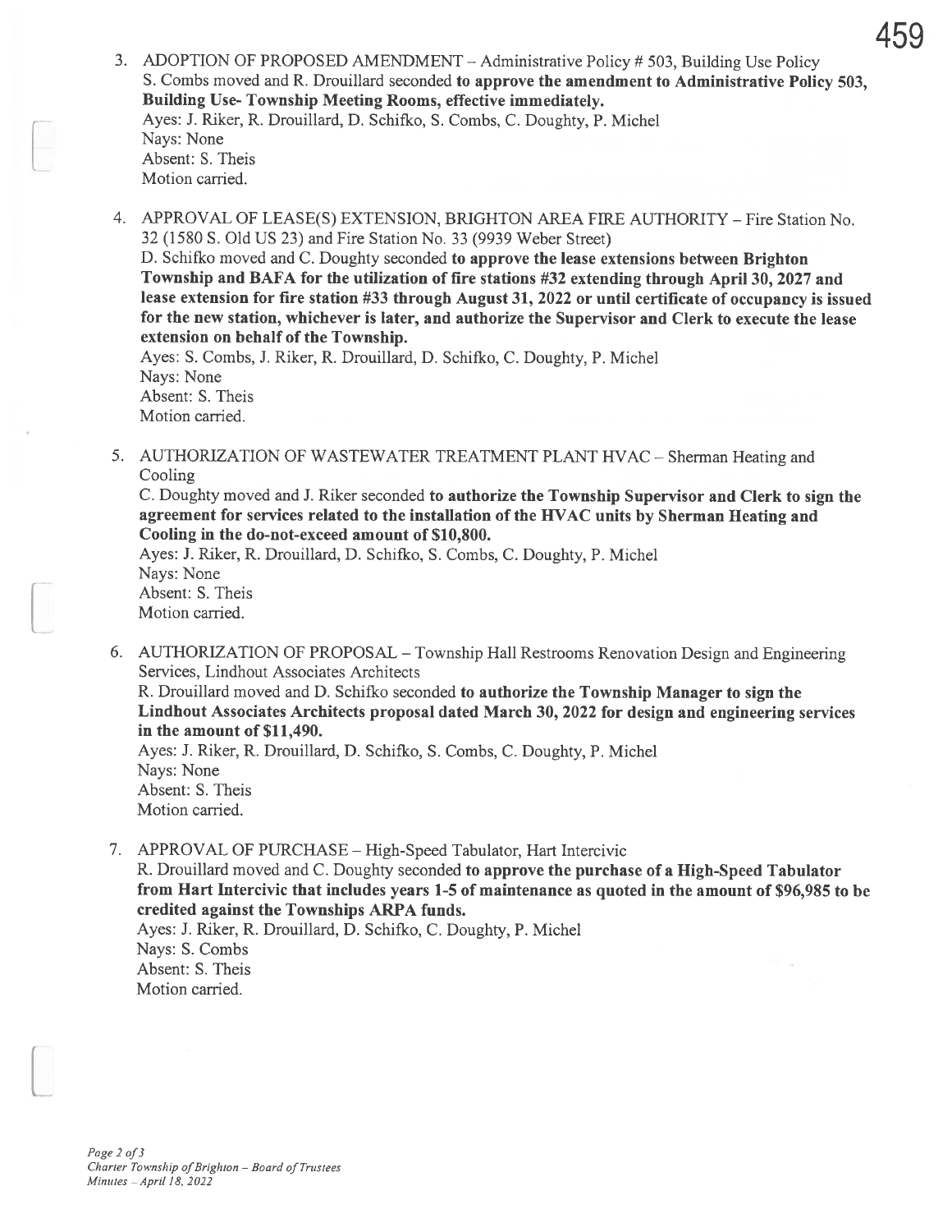3. ADOPTION OF PROPOSED AMENDMENT – Administrative Policy # 503, Building Use Policy
   S. Combs moved and R. Drouillard seconded **to approve the amendment to Administrative Policy 503, Building Use- Township Meeting Rooms, effective immediately.**
   Ayes: J. Riker, R. Drouillard, D. Schifko, S. Combs, C. Doughty, P. Michel
   Nays: None
   Absent: S. Theis
   Motion carried.

4. APPROVAL OF LEASE(S) EXTENSION, BRIGHTON AREA FIRE AUTHORITY – Fire Station No. 32 (1580 S. Old US 23) and Fire Station No. 33 (9939 Weber Street)
   D. Schifko moved and C. Doughty seconded **to approve the lease extensions between Brighton Township and BAFA for the utilization of fire stations #32 extending through April 30, 2027 and lease extension for fire station #33 through August 31, 2022 or until certificate of occupancy is issued for the new station, whichever is later, and authorize the Supervisor and Clerk to execute the lease extension on behalf of the Township.**
   Ayes: S. Combs, J. Riker, R. Drouillard, D. Schifko, C. Doughty, P. Michel
   Nays: None
   Absent: S. Theis
   Motion carried.

5. AUTHORIZATION OF WASTEWATER TREATMENT PLANT HVAC – Sherman Heating and Cooling
   C. Doughty moved and J. Riker seconded **to authorize the Township Supervisor and Clerk to sign the agreement for services related to the installation of the HVAC units by Sherman Heating and Cooling in the do-not-exceed amount of $10,800.**
   Ayes: J. Riker, R. Drouillard, D. Schifko, S. Combs, C. Doughty, P. Michel
   Nays: None
   Absent: S. Theis
   Motion carried.

6. AUTHORIZATION OF PROPOSAL – Township Hall Restrooms Renovation Design and Engineering Services, Lindhout Associates Architects
   R. Drouillard moved and D. Schifko seconded **to authorize the Township Manager to sign the Lindhout Associates Architects proposal dated March 30, 2022 for design and engineering services in the amount of $11,490.**
   Ayes: J. Riker, R. Drouillard, D. Schifko, S. Combs, C. Doughty, P. Michel
   Nays: None
   Absent: S. Theis
   Motion carried.

7. APPROVAL OF PURCHASE – High-Speed Tabulator, Hart Intercivic
   R. Drouillard moved and C. Doughty seconded **to approve the purchase of a High-Speed Tabulator from Hart Intercivic that includes years 1-5 of maintenance as quoted in the amount of $96,985 to be credited against the Townships ARPA funds.**
   Ayes: J. Riker, R. Drouillard, D. Schifko, C. Doughty, P. Michel
   Nays: S. Combs
   Absent: S. Theis
   Motion carried.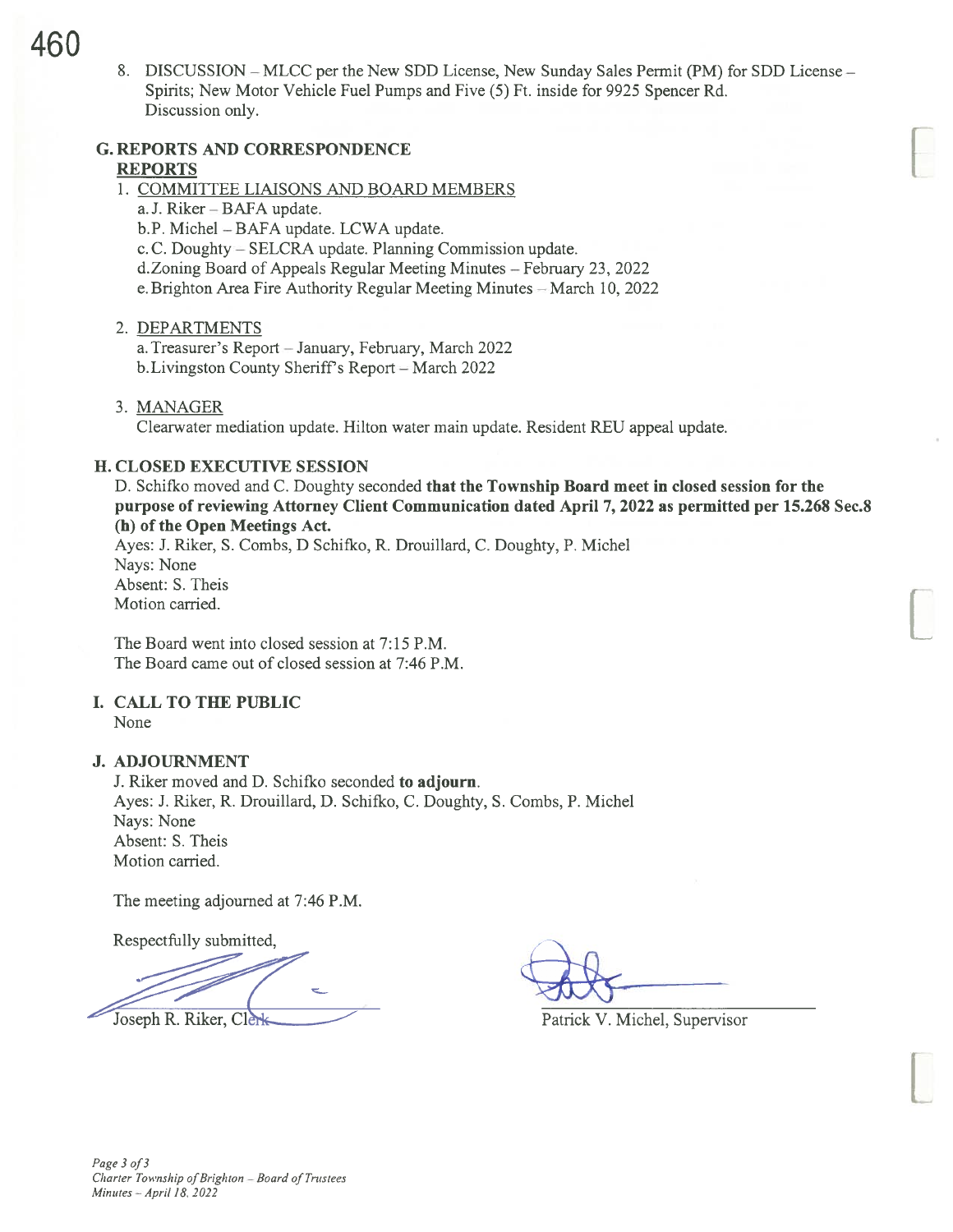8. DISCUSSION – MLCC per the New SDD License, New Sunday Sales Permit (PM) for SDD License – Spirits; New Motor Vehicle Fuel Pumps and Five (5) Ft. inside for 9925 Spencer Rd.
   Discussion only.

## G. REPORTS AND CORRESPONDENCE

**REPORTS**

1. COMMITTEE LIAISONS AND BOARD MEMBERS
   - a. J. Riker – BAFA update.
   - b. P. Michel – BAFA update. LCWA update.
   - c. C. Doughty – SELCRA update. Planning Commission update.
   - d. Zoning Board of Appeals Regular Meeting Minutes – February 23, 2022
   - e. Brighton Area Fire Authority Regular Meeting Minutes – March 10, 2022

2. DEPARTMENTS
   - a. Treasurer's Report – January, February, March 2022
   - b. Livingston County Sheriff's Report – March 2022

3. MANAGER
   Clearwater mediation update. Hilton water main update. Resident REU appeal update.

## H. CLOSED EXECUTIVE SESSION

D. Schifko moved and C. Doughty seconded **that the Township Board meet in closed session for the purpose of reviewing Attorney Client Communication dated April 7, 2022 as permitted per 15.268 Sec.8 (h) of the Open Meetings Act.**
Ayes: J. Riker, S. Combs, D Schifko, R. Drouillard, C. Doughty, P. Michel
Nays: None
Absent: S. Theis
Motion carried.

The Board went into closed session at 7:15 P.M.
The Board came out of closed session at 7:46 P.M.

## I. CALL TO THE PUBLIC

None

## J. ADJOURNMENT

J. Riker moved and D. Schifko seconded **to adjourn**.
Ayes: J. Riker, R. Drouillard, D. Schifko, C. Doughty, S. Combs, P. Michel
Nays: None
Absent: S. Theis
Motion carried.

The meeting adjourned at 7:46 P.M.

Respectfully submitted,

Joseph R. Riker, Clerk

Patrick V. Michel, Supervisor